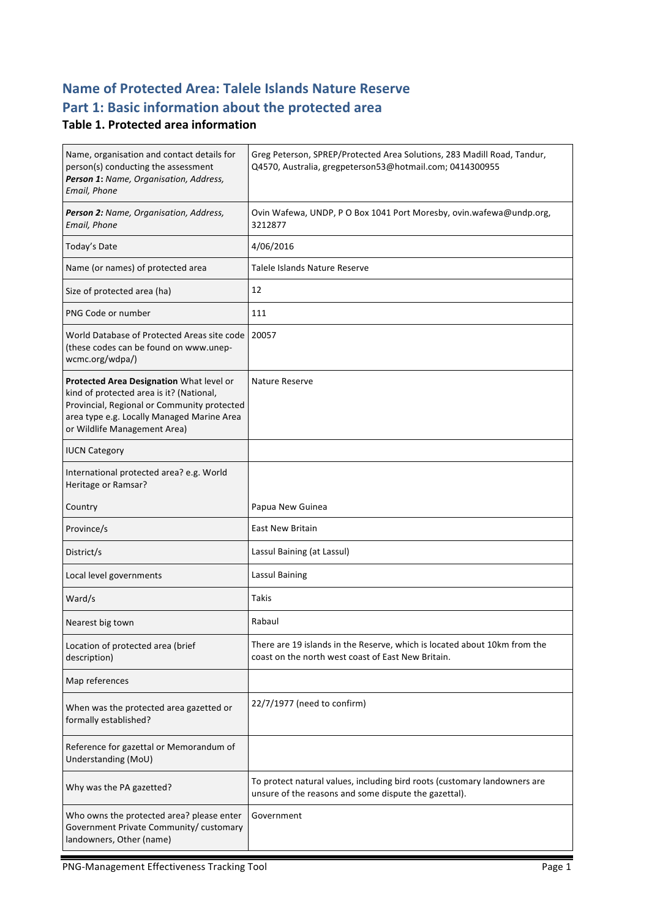## Name of Protected Area: Talele Islands Nature Reserve

## Part 1: Basic information about the protected area

### Table 1. Protected area information

| | |
|---|---|
| Name, organisation and contact details for person(s) conducting the assessment **Person 1:** *Name, Organisation, Address, Email, Phone* | Greg Peterson, SPREP/Protected Area Solutions, 283 Madill Road, Tandur, Q4570, Australia, gregpeterson53@hotmail.com; 0414300955 |
| ***Person 2:*** *Name, Organisation, Address, Email, Phone* | Ovin Wafewa, UNDP, P O Box 1041 Port Moresby, ovin.wafewa@undp.org, 3212877 |
| Today's Date | 4/06/2016 |
| Name (or names) of protected area | Talele Islands Nature Reserve |
| Size of protected area (ha) | 12 |
| PNG Code or number | 111 |
| World Database of Protected Areas site code (these codes can be found on www.unep-wcmc.org/wdpa/) | 20057 |
| **Protected Area Designation** What level or kind of protected area is it? (National, Provincial, Regional or Community protected area type e.g. Locally Managed Marine Area or Wildlife Management Area) | Nature Reserve |
| IUCN Category | |
| International protected area? e.g. World Heritage or Ramsar? | |
| Country | Papua New Guinea |
| Province/s | East New Britain |
| District/s | Lassul Baining (at Lassul) |
| Local level governments | Lassul Baining |
| Ward/s | Takis |
| Nearest big town | Rabaul |
| Location of protected area (brief description) | There are 19 islands in the Reserve, which is located about 10km from the coast on the north west coast of East New Britain. |
| Map references | |
| When was the protected area gazetted or formally established? | 22/7/1977 (need to confirm) |
| Reference for gazettal or Memorandum of Understanding (MoU) | |
| Why was the PA gazetted? | To protect natural values, including bird roots (customary landowners are unsure of the reasons and some dispute the gazettal). |
| Who owns the protected area? please enter Government Private Community/ customary landowners, Other (name) | Government |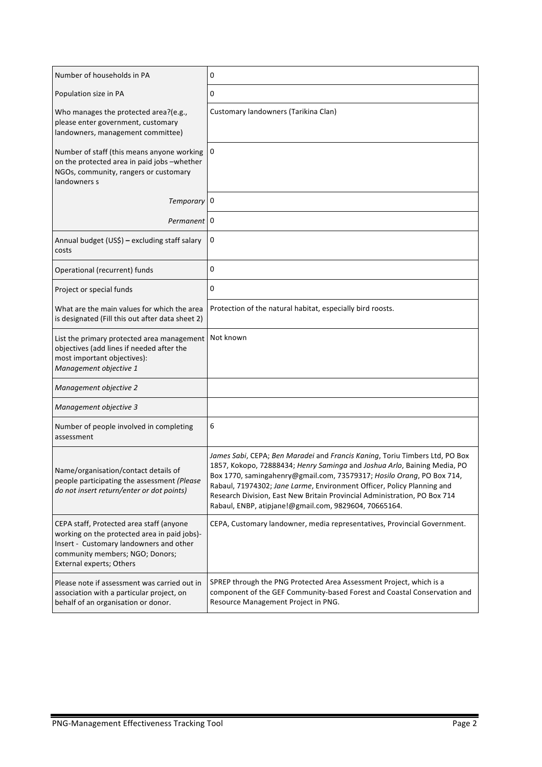| | |
|---|---|
| Number of households in PA | 0 |
| Population size in PA | 0 |
| Who manages the protected area?(e.g., please enter government, customary landowners, management committee) | Customary landowners (Tarikina Clan) |
| Number of staff (this means anyone working on the protected area in paid jobs –whether NGOs, community, rangers or customary landowners s | 0 |
| *Temporary* | 0 |
| *Permanent* | 0 |
| Annual budget (US$) **–** excluding staff salary costs | 0 |
| Operational (recurrent) funds | 0 |
| Project or special funds | 0 |
| What are the main values for which the area is designated (Fill this out after data sheet 2) | Protection of the natural habitat, especially bird roosts. |
| List the primary protected area management objectives (add lines if needed after the most important objectives): *Management objective 1* | Not known |
| *Management objective 2* | |
| *Management objective 3* | |
| Number of people involved in completing assessment | 6 |
| Name/organisation/contact details of people participating the assessment *(Please do not insert return/enter or dot points)* | *James Sabi*, CEPA; *Ben Maradei* and *Francis Kaning*, Toriu Timbers Ltd, PO Box 1857, Kokopo, 72888434; *Henry Saminga* and *Joshua Arlo*, Baining Media, PO Box 1770, samingahenry@gmail.com, 73579317; *Hosilo Orang*, PO Box 714, Rabaul, 71974302; *Jane Larme*, Environment Officer, Policy Planning and Research Division, East New Britain Provincial Administration, PO Box 714 Rabaul, ENBP, atipjane!@gmail.com, 9829604, 70665164. |
| CEPA staff, Protected area staff (anyone working on the protected area in paid jobs)- Insert - Customary landowners and other community members; NGO; Donors; External experts; Others | CEPA, Customary landowner, media representatives, Provincial Government. |
| Please note if assessment was carried out in association with a particular project, on behalf of an organisation or donor. | SPREP through the PNG Protected Area Assessment Project, which is a component of the GEF Community-based Forest and Coastal Conservation and Resource Management Project in PNG. |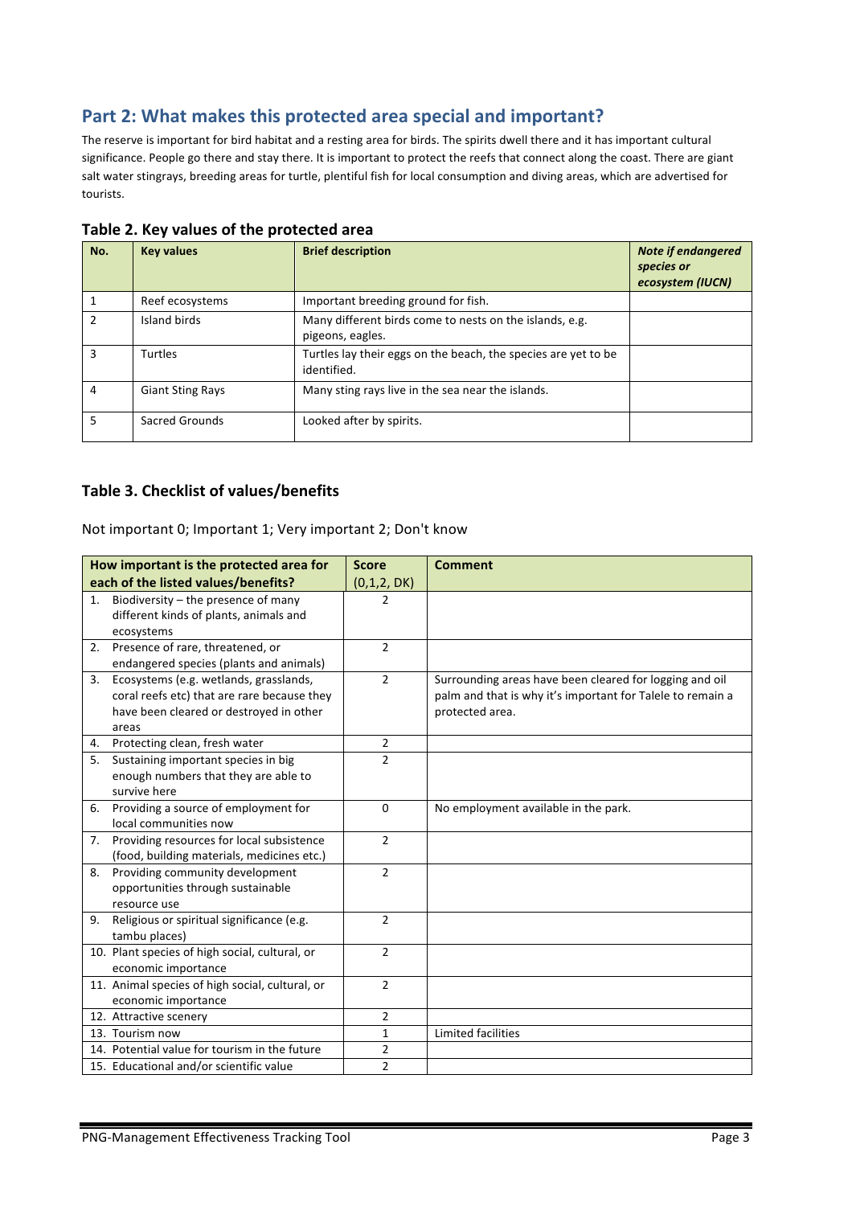## Part 2: What makes this protected area special and important?

The reserve is important for bird habitat and a resting area for birds. The spirits dwell there and it has important cultural significance. People go there and stay there. It is important to protect the reefs that connect along the coast. There are giant salt water stingrays, breeding areas for turtle, plentiful fish for local consumption and diving areas, which are advertised for tourists.

### Table 2. Key values of the protected area

| No. | Key values | Brief description | *Note if endangered species or ecosystem (IUCN)* |
|---|---|---|---|
| 1 | Reef ecosystems | Important breeding ground for fish. | |
| 2 | Island birds | Many different birds come to nests on the islands, e.g. pigeons, eagles. | |
| 3 | Turtles | Turtles lay their eggs on the beach, the species are yet to be identified. | |
| 4 | Giant Sting Rays | Many sting rays live in the sea near the islands. | |
| 5 | Sacred Grounds | Looked after by spirits. | |

### Table 3. Checklist of values/benefits

Not important 0; Important 1; Very important 2; Don't know

| How important is the protected area for each of the listed values/benefits? | Score (0,1,2, DK) | Comment |
|---|---|---|
| 1. Biodiversity – the presence of many different kinds of plants, animals and ecosystems | 2 | |
| 2. Presence of rare, threatened, or endangered species (plants and animals) | 2 | |
| 3. Ecosystems (e.g. wetlands, grasslands, coral reefs etc) that are rare because they have been cleared or destroyed in other areas | 2 | Surrounding areas have been cleared for logging and oil palm and that is why it's important for Talele to remain a protected area. |
| 4. Protecting clean, fresh water | 2 | |
| 5. Sustaining important species in big enough numbers that they are able to survive here | 2 | |
| 6. Providing a source of employment for local communities now | 0 | No employment available in the park. |
| 7. Providing resources for local subsistence (food, building materials, medicines etc.) | 2 | |
| 8. Providing community development opportunities through sustainable resource use | 2 | |
| 9. Religious or spiritual significance (e.g. tambu places) | 2 | |
| 10. Plant species of high social, cultural, or economic importance | 2 | |
| 11. Animal species of high social, cultural, or economic importance | 2 | |
| 12. Attractive scenery | 2 | |
| 13. Tourism now | 1 | Limited facilities |
| 14. Potential value for tourism in the future | 2 | |
| 15. Educational and/or scientific value | 2 | |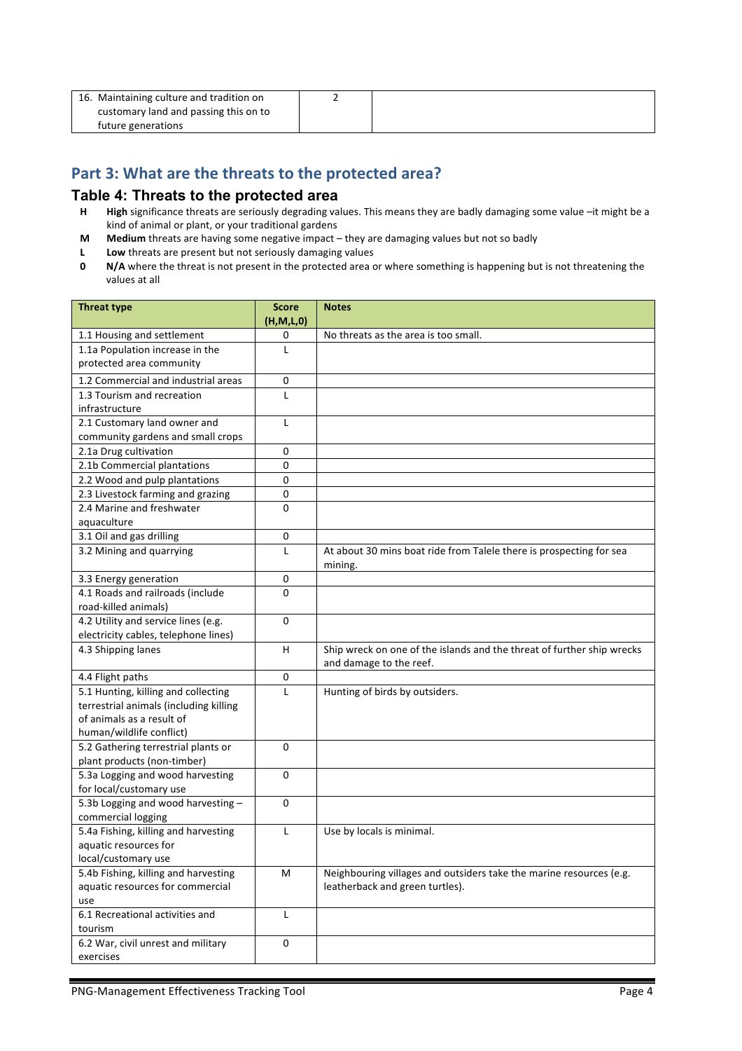| 16. Maintaining culture and tradition on customary land and passing this on to future generations | 2 | |
|---|---|---|

## Part 3: What are the threats to the protected area?

### Table 4: Threats to the protected area

- **H** **High** significance threats are seriously degrading values. This means they are badly damaging some value –it might be a kind of animal or plant, or your traditional gardens
- **M** **Medium** threats are having some negative impact – they are damaging values but not so badly
- **L** **Low** threats are present but not seriously damaging values
- **0** **N/A** where the threat is not present in the protected area or where something is happening but is not threatening the values at all

| Threat type | Score (H,M,L,0) | Notes |
|---|---|---|
| 1.1 Housing and settlement | 0 | No threats as the area is too small. |
| 1.1a Population increase in the protected area community | L | |
| 1.2 Commercial and industrial areas | 0 | |
| 1.3 Tourism and recreation infrastructure | L | |
| 2.1 Customary land owner and community gardens and small crops | L | |
| 2.1a Drug cultivation | 0 | |
| 2.1b Commercial plantations | 0 | |
| 2.2 Wood and pulp plantations | 0 | |
| 2.3 Livestock farming and grazing | 0 | |
| 2.4 Marine and freshwater aquaculture | 0 | |
| 3.1 Oil and gas drilling | 0 | |
| 3.2 Mining and quarrying | L | At about 30 mins boat ride from Talele there is prospecting for sea mining. |
| 3.3 Energy generation | 0 | |
| 4.1 Roads and railroads (include road-killed animals) | 0 | |
| 4.2 Utility and service lines (e.g. electricity cables, telephone lines) | 0 | |
| 4.3 Shipping lanes | H | Ship wreck on one of the islands and the threat of further ship wrecks and damage to the reef. |
| 4.4 Flight paths | 0 | |
| 5.1 Hunting, killing and collecting terrestrial animals (including killing of animals as a result of human/wildlife conflict) | L | Hunting of birds by outsiders. |
| 5.2 Gathering terrestrial plants or plant products (non-timber) | 0 | |
| 5.3a Logging and wood harvesting for local/customary use | 0 | |
| 5.3b Logging and wood harvesting – commercial logging | 0 | |
| 5.4a Fishing, killing and harvesting aquatic resources for local/customary use | L | Use by locals is minimal. |
| 5.4b Fishing, killing and harvesting aquatic resources for commercial use | M | Neighbouring villages and outsiders take the marine resources (e.g. leatherback and green turtles). |
| 6.1 Recreational activities and tourism | L | |
| 6.2 War, civil unrest and military exercises | 0 | |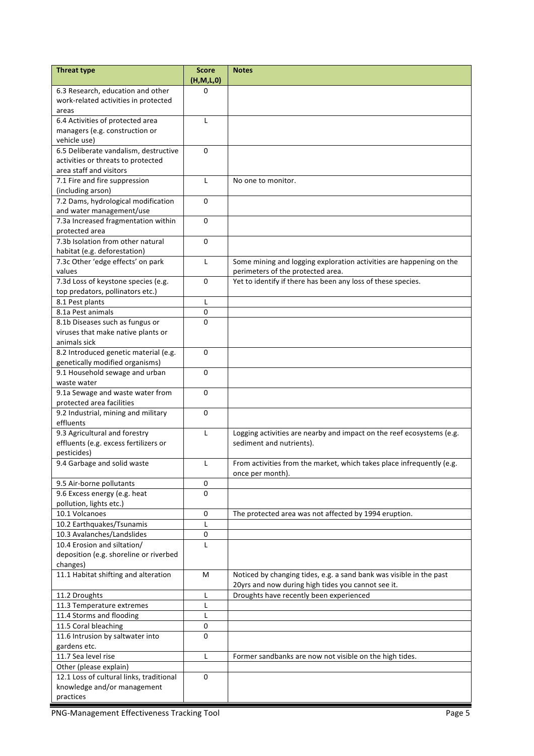| Threat type | Score (H,M,L,0) | Notes |
|---|---|---|
| 6.3 Research, education and other work-related activities in protected areas | 0 | |
| 6.4 Activities of protected area managers (e.g. construction or vehicle use) | L | |
| 6.5 Deliberate vandalism, destructive activities or threats to protected area staff and visitors | 0 | |
| 7.1 Fire and fire suppression (including arson) | L | No one to monitor. |
| 7.2 Dams, hydrological modification and water management/use | 0 | |
| 7.3a Increased fragmentation within protected area | 0 | |
| 7.3b Isolation from other natural habitat (e.g. deforestation) | 0 | |
| 7.3c Other 'edge effects' on park values | L | Some mining and logging exploration activities are happening on the perimeters of the protected area. |
| 7.3d Loss of keystone species (e.g. top predators, pollinators etc.) | 0 | Yet to identify if there has been any loss of these species. |
| 8.1 Pest plants | L | |
| 8.1a Pest animals | 0 | |
| 8.1b Diseases such as fungus or viruses that make native plants or animals sick | 0 | |
| 8.2 Introduced genetic material (e.g. genetically modified organisms) | 0 | |
| 9.1 Household sewage and urban waste water | 0 | |
| 9.1a Sewage and waste water from protected area facilities | 0 | |
| 9.2 Industrial, mining and military effluents | 0 | |
| 9.3 Agricultural and forestry effluents (e.g. excess fertilizers or pesticides) | L | Logging activities are nearby and impact on the reef ecosystems (e.g. sediment and nutrients). |
| 9.4 Garbage and solid waste | L | From activities from the market, which takes place infrequently (e.g. once per month). |
| 9.5 Air-borne pollutants | 0 | |
| 9.6 Excess energy (e.g. heat pollution, lights etc.) | 0 | |
| 10.1 Volcanoes | 0 | The protected area was not affected by 1994 eruption. |
| 10.2 Earthquakes/Tsunamis | L | |
| 10.3 Avalanches/Landslides | 0 | |
| 10.4 Erosion and siltation/ deposition (e.g. shoreline or riverbed changes) | L | |
| 11.1 Habitat shifting and alteration | M | Noticed by changing tides, e.g. a sand bank was visible in the past 20yrs and now during high tides you cannot see it. |
| 11.2 Droughts | L | Droughts have recently been experienced |
| 11.3 Temperature extremes | L | |
| 11.4 Storms and flooding | L | |
| 11.5 Coral bleaching | 0 | |
| 11.6 Intrusion by saltwater into gardens etc. | 0 | |
| 11.7 Sea level rise | L | Former sandbanks are now not visible on the high tides. |
| Other (please explain) | | |
| 12.1 Loss of cultural links, traditional knowledge and/or management practices | 0 | |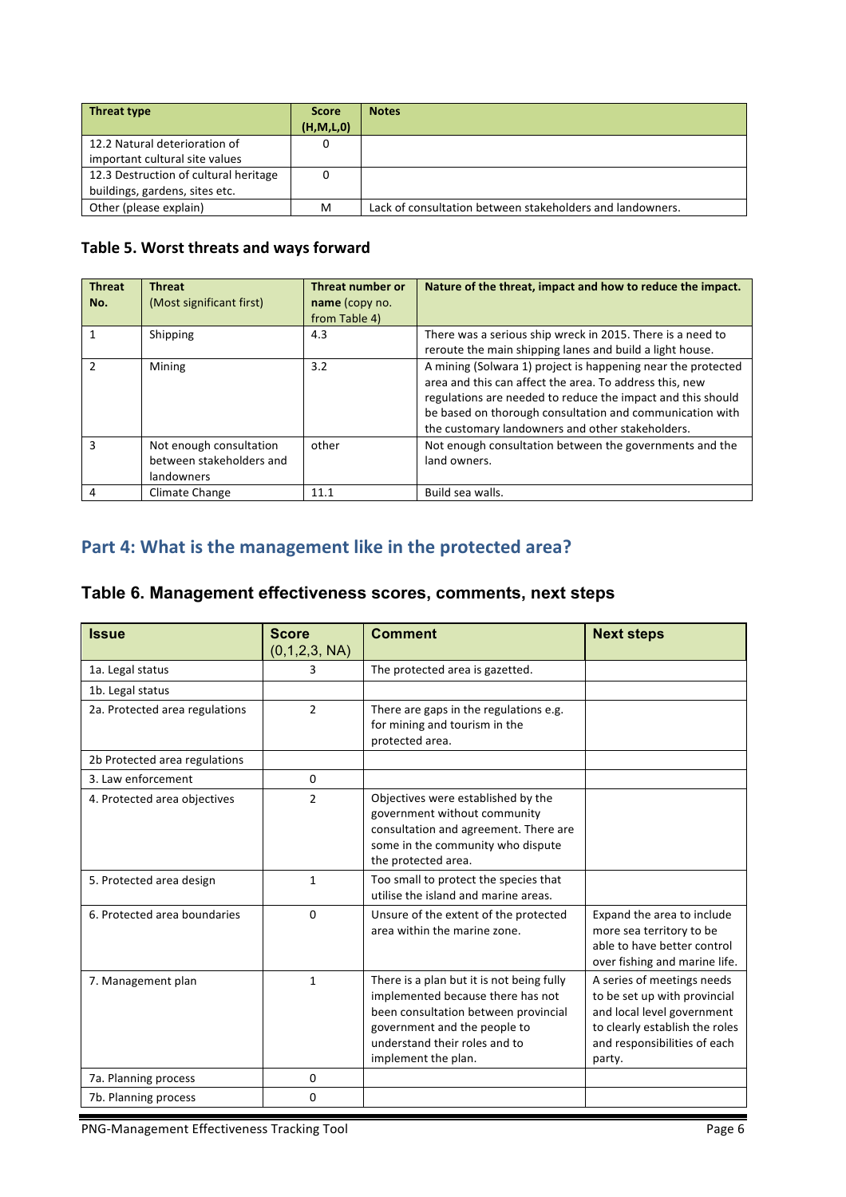| Threat type | Score (H,M,L,0) | Notes |
| --- | --- | --- |
| 12.2 Natural deterioration of important cultural site values | 0 | |
| 12.3 Destruction of cultural heritage buildings, gardens, sites etc. | 0 | |
| Other (please explain) | M | Lack of consultation between stakeholders and landowners. |

### Table 5. Worst threats and ways forward

| Threat No. | Threat (Most significant first) | Threat number or name (copy no. from Table 4) | Nature of the threat, impact and how to reduce the impact. |
| --- | --- | --- | --- |
| 1 | Shipping | 4.3 | There was a serious ship wreck in 2015. There is a need to reroute the main shipping lanes and build a light house. |
| 2 | Mining | 3.2 | A mining (Solwara 1) project is happening near the protected area and this can affect the area. To address this, new regulations are needed to reduce the impact and this should be based on thorough consultation and communication with the customary landowners and other stakeholders. |
| 3 | Not enough consultation between stakeholders and landowners | other | Not enough consultation between the governments and the land owners. |
| 4 | Climate Change | 11.1 | Build sea walls. |

## Part 4: What is the management like in the protected area?

### Table 6. Management effectiveness scores, comments, next steps

| Issue | Score (0,1,2,3, NA) | Comment | Next steps |
| --- | --- | --- | --- |
| 1a. Legal status | 3 | The protected area is gazetted. | |
| 1b. Legal status | | | |
| 2a. Protected area regulations | 2 | There are gaps in the regulations e.g. for mining and tourism in the protected area. | |
| 2b Protected area regulations | | | |
| 3. Law enforcement | 0 | | |
| 4. Protected area objectives | 2 | Objectives were established by the government without community consultation and agreement. There are some in the community who dispute the protected area. | |
| 5. Protected area design | 1 | Too small to protect the species that utilise the island and marine areas. | |
| 6. Protected area boundaries | 0 | Unsure of the extent of the protected area within the marine zone. | Expand the area to include more sea territory to be able to have better control over fishing and marine life. |
| 7. Management plan | 1 | There is a plan but it is not being fully implemented because there has not been consultation between provincial government and the people to understand their roles and to implement the plan. | A series of meetings needs to be set up with provincial and local level government to clearly establish the roles and responsibilities of each party. |
| 7a. Planning process | 0 | | |
| 7b. Planning process | 0 | | |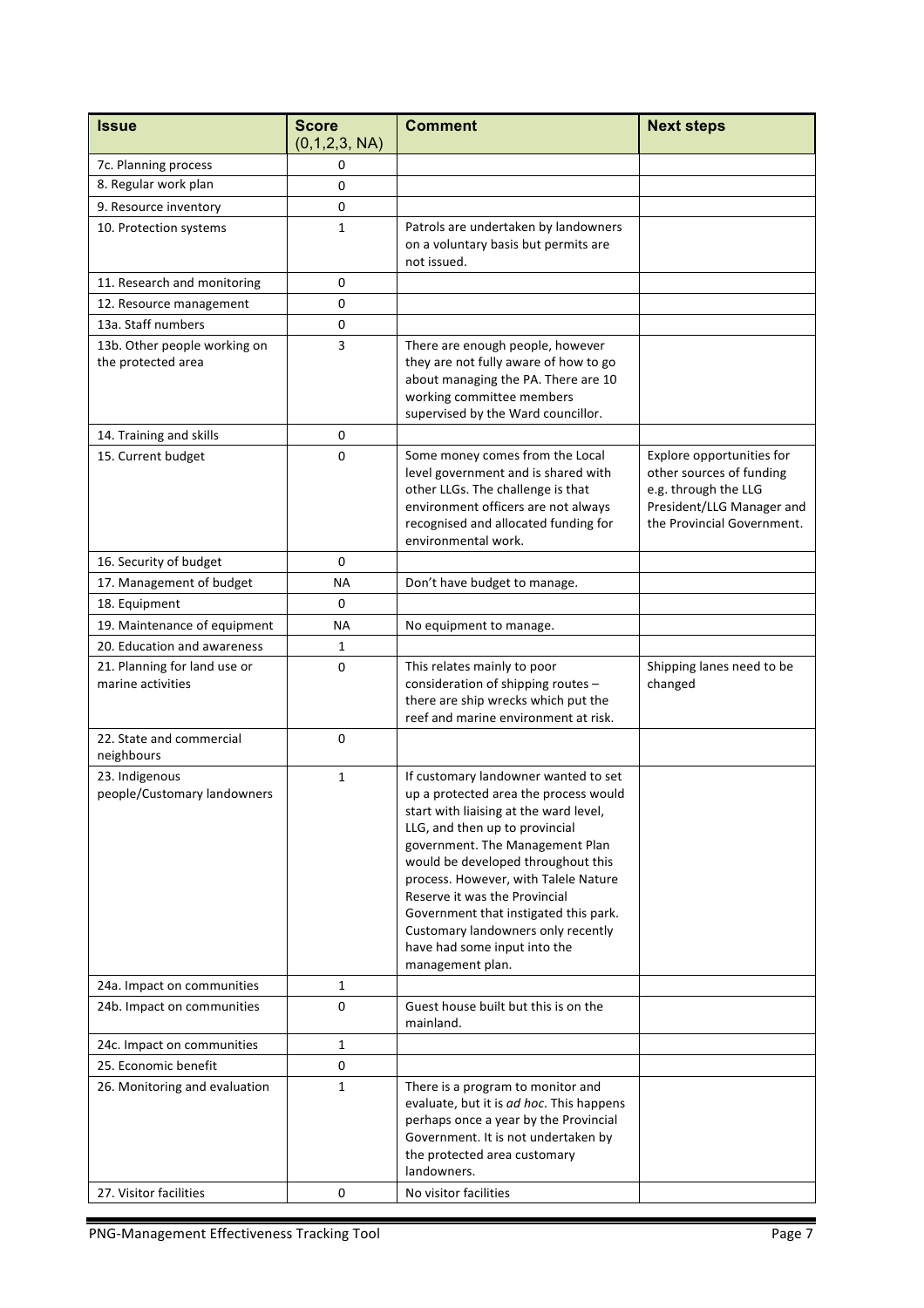| Issue | Score (0,1,2,3, NA) | Comment | Next steps |
|---|---|---|---|
| 7c. Planning process | 0 | | |
| 8. Regular work plan | 0 | | |
| 9. Resource inventory | 0 | | |
| 10. Protection systems | 1 | Patrols are undertaken by landowners on a voluntary basis but permits are not issued. | |
| 11. Research and monitoring | 0 | | |
| 12. Resource management | 0 | | |
| 13a. Staff numbers | 0 | | |
| 13b. Other people working on the protected area | 3 | There are enough people, however they are not fully aware of how to go about managing the PA. There are 10 working committee members supervised by the Ward councillor. | |
| 14. Training and skills | 0 | | |
| 15. Current budget | 0 | Some money comes from the Local level government and is shared with other LLGs. The challenge is that environment officers are not always recognised and allocated funding for environmental work. | Explore opportunities for other sources of funding e.g. through the LLG President/LLG Manager and the Provincial Government. |
| 16. Security of budget | 0 | | |
| 17. Management of budget | NA | Don't have budget to manage. | |
| 18. Equipment | 0 | | |
| 19. Maintenance of equipment | NA | No equipment to manage. | |
| 20. Education and awareness | 1 | | |
| 21. Planning for land use or marine activities | 0 | This relates mainly to poor consideration of shipping routes – there are ship wrecks which put the reef and marine environment at risk. | Shipping lanes need to be changed |
| 22. State and commercial neighbours | 0 | | |
| 23. Indigenous people/Customary landowners | 1 | If customary landowner wanted to set up a protected area the process would start with liaising at the ward level, LLG, and then up to provincial government. The Management Plan would be developed throughout this process. However, with Talele Nature Reserve it was the Provincial Government that instigated this park. Customary landowners only recently have had some input into the management plan. | |
| 24a. Impact on communities | 1 | | |
| 24b. Impact on communities | 0 | Guest house built but this is on the mainland. | |
| 24c. Impact on communities | 1 | | |
| 25. Economic benefit | 0 | | |
| 26. Monitoring and evaluation | 1 | There is a program to monitor and evaluate, but it is *ad hoc*. This happens perhaps once a year by the Provincial Government. It is not undertaken by the protected area customary landowners. | |
| 27. Visitor facilities | 0 | No visitor facilities | |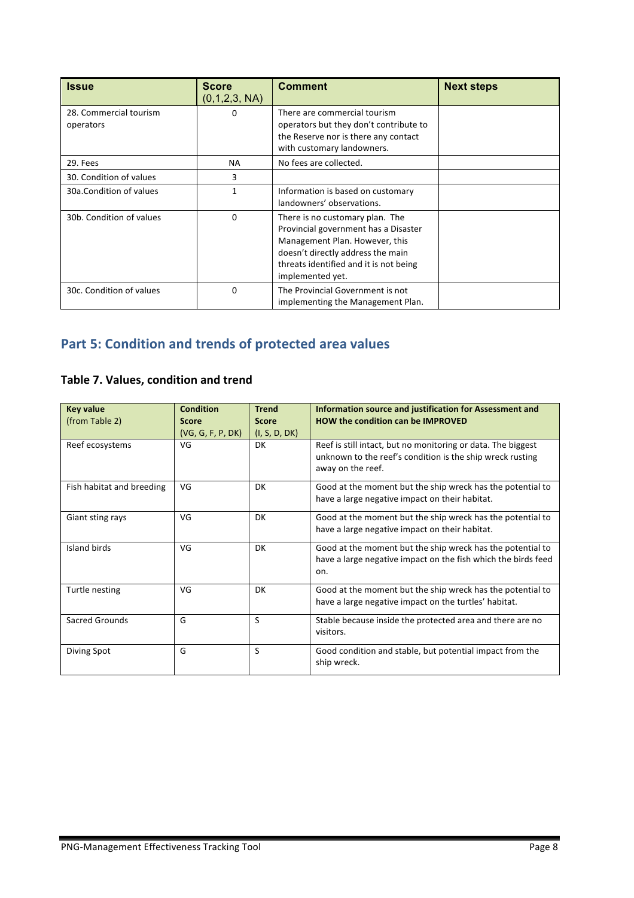| Issue | Score (0,1,2,3, NA) | Comment | Next steps |
|---|---|---|---|
| 28. Commercial tourism operators | 0 | There are commercial tourism operators but they don't contribute to the Reserve nor is there any contact with customary landowners. | |
| 29. Fees | NA | No fees are collected. | |
| 30. Condition of values | 3 | | |
| 30a.Condition of values | 1 | Information is based on customary landowners' observations. | |
| 30b. Condition of values | 0 | There is no customary plan. The Provincial government has a Disaster Management Plan. However, this doesn't directly address the main threats identified and it is not being implemented yet. | |
| 30c. Condition of values | 0 | The Provincial Government is not implementing the Management Plan. | |

## Part 5: Condition and trends of protected area values

### Table 7. Values, condition and trend

| Key value (from Table 2) | Condition Score (VG, G, F, P, DK) | Trend Score (I, S, D, DK) | Information source and justification for Assessment and HOW the condition can be IMPROVED |
|---|---|---|---|
| Reef ecosystems | VG | DK | Reef is still intact, but no monitoring or data. The biggest unknown to the reef's condition is the ship wreck rusting away on the reef. |
| Fish habitat and breeding | VG | DK | Good at the moment but the ship wreck has the potential to have a large negative impact on their habitat. |
| Giant sting rays | VG | DK | Good at the moment but the ship wreck has the potential to have a large negative impact on their habitat. |
| Island birds | VG | DK | Good at the moment but the ship wreck has the potential to have a large negative impact on the fish which the birds feed on. |
| Turtle nesting | VG | DK | Good at the moment but the ship wreck has the potential to have a large negative impact on the turtles' habitat. |
| Sacred Grounds | G | S | Stable because inside the protected area and there are no visitors. |
| Diving Spot | G | S | Good condition and stable, but potential impact from the ship wreck. |